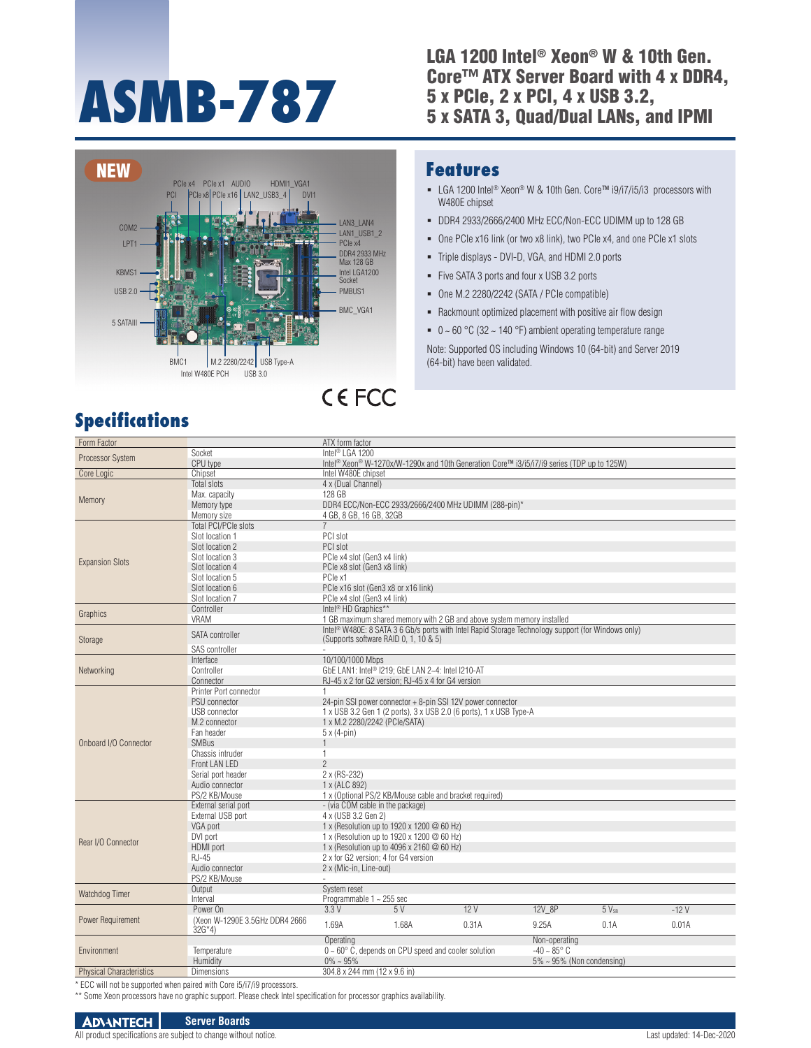# ASMB-787

## LGA 1200 Intel® Xeon® W & 10th Gen. Core™ ATX Server Board with 4 x DDR4, 5 x PCIe, 2 x PCI, 4 x USB 3.2, 5 x SATA 3, Quad/Dual LANs, and IPMI

NEW

PCIe x4 PCIe x1 AUDIO HDMI1_VGA1
PCI PCIe x8 PCIe x16 LAN2_USB3_4 DVI1
COM2
LPT1
KBMS1
USB 2.0
5 SATAIII
BMC1 M.2 2280/2242 USB Type-A
Intel W480E PCH USB 3.0
LAN3_LAN4
LAN1_USB1_2
PCIe x4
DDR4 2933 MHz Max 128 GB
Intel LGA1200 Socket
PMBUS1
BMC_VGA1

CE FCC

## Features

- LGA 1200 Intel® Xeon® W & 10th Gen. Core™ i9/i7/i5/i3 processors with W480E chipset
- DDR4 2933/2666/2400 MHz ECC/Non-ECC UDIMM up to 128 GB
- One PCIe x16 link (or two x8 link), two PCIe x4, and one PCIe x1 slots
- Triple displays - DVI-D, VGA, and HDMI 2.0 ports
- Five SATA 3 ports and four x USB 3.2 ports
- One M.2 2280/2242 (SATA / PCIe compatible)
- Rackmount optimized placement with positive air flow design
- 0 ~ 60 °C (32 ~ 140 °F) ambient operating temperature range

Note: Supported OS including Windows 10 (64-bit) and Server 2019 (64-bit) have been validated.

## Specifications

| Category | Item | Specification | | | | | |
|---|---|---|---|---|---|---|---|
| Form Factor | | ATX form factor | | | | | |
| Processor System | Socket | Intel® LGA 1200 | | | | | |
| | CPU type | Intel® Xeon® W-1270x/W-1290x and 10th Generation Core™ i3/i5/i7/i9 series (TDP up to 125W) | | | | | |
| Core Logic | Chipset | Intel W480E chipset | | | | | |
| Memory | Total slots | 4 x (Dual Channel) | | | | | |
| | Max. capacity | 128 GB | | | | | |
| | Memory type | DDR4 ECC/Non-ECC 2933/2666/2400 MHz UDIMM (288-pin)* | | | | | |
| | Memory size | 4 GB, 8 GB, 16 GB, 32GB | | | | | |
| Expansion Slots | Total PCI/PCIe slots | 7 | | | | | |
| | Slot location 1 | PCI slot | | | | | |
| | Slot location 2 | PCI slot | | | | | |
| | Slot location 3 | PCIe x4 slot (Gen3 x4 link) | | | | | |
| | Slot location 4 | PCIe x8 slot (Gen3 x8 link) | | | | | |
| | Slot location 5 | PCIe x1 | | | | | |
| | Slot location 6 | PCIe x16 slot (Gen3 x8 or x16 link) | | | | | |
| | Slot location 7 | PCIe x4 slot (Gen3 x4 link) | | | | | |
| Graphics | Controller | Intel® HD Graphics** | | | | | |
| | VRAM | 1 GB maximum shared memory with 2 GB and above system memory installed | | | | | |
| Storage | SATA controller | Intel® W480E: 8 SATA 3 6 Gb/s ports with Intel Rapid Storage Technology support (for Windows only) (Supports software RAID 0, 1, 10 & 5) | | | | | |
| | SAS controller | - | | | | | |
| Networking | Interface | 10/100/1000 Mbps | | | | | |
| | Controller | GbE LAN1: Intel® I219; GbE LAN 2~4: Intel I210-AT | | | | | |
| | Connector | RJ-45 x 2 for G2 version; RJ-45 x 4 for G4 version | | | | | |
| Onboard I/O Connector | Printer Port connector | 1 | | | | | |
| | PSU connector | 24-pin SSI power connector + 8-pin SSI 12V power connector | | | | | |
| | USB connector | 1 x USB 3.2 Gen 1 (2 ports), 3 x USB 2.0 (6 ports), 1 x USB Type-A | | | | | |
| | M.2 connector | 1 x M.2 2280/2242 (PCIe/SATA) | | | | | |
| | Fan header | 5 x (4-pin) | | | | | |
| | SMBus | 1 | | | | | |
| | Chassis intruder | 1 | | | | | |
| | Front LAN LED | 2 | | | | | |
| | Serial port header | 2 x (RS-232) | | | | | |
| | Audio connector | 1 x (ALC 892) | | | | | |
| | PS/2 KB/Mouse | 1 x (Optional PS/2 KB/Mouse cable and bracket required) | | | | | |
| Rear I/O Connector | External serial port | - (via COM cable in the package) | | | | | |
| | External USB port | 4 x (USB 3.2 Gen 2) | | | | | |
| | VGA port | 1 x (Resolution up to 1920 x 1200 @ 60 Hz) | | | | | |
| | DVI port | 1 x (Resolution up to 1920 x 1200 @ 60 Hz) | | | | | |
| | HDMI port | 1 x (Resolution up to 4096 x 2160 @ 60 Hz) | | | | | |
| | RJ-45 | 2 x for G2 version; 4 for G4 version | | | | | |
| | Audio connector | 2 x (Mic-in, Line-out) | | | | | |
| | PS/2 KB/Mouse | - | | | | | |
| Watchdog Timer | Output | System reset | | | | | |
| | Interval | Programmable 1 ~ 255 sec | | | | | |
| Power Requirement | Power On | 3.3 V | 5 V | 12 V | 12V_8P | $5\ V_{SB}$ | -12 V |
| | (Xeon W-1290E 3.5GHz DDR4 2666 32G*4) | 1.69A | 1.68A | 0.31A | 9.25A | 0.1A | 0.01A |
| Environment | | Operating | | | Non-operating | | |
| | Temperature | 0 ~ 60° C, depends on CPU speed and cooler solution | | | -40 ~ 85° C | | |
| | Humidity | 0% ~ 95% | | | 5% ~ 95% (Non condensing) | | |
| Physical Characteristics | Dimensions | 304.8 x 244 mm (12 x 9.6 in) | | | | | |

\* ECC will not be supported when paired with Core i5/i7/i9 processors.

\*\* Some Xeon processors have no graphic support. Please check Intel specification for processor graphics availability.

ADVANTECH Server Boards

All product specifications are subject to change without notice. Last updated: 14-Dec-2020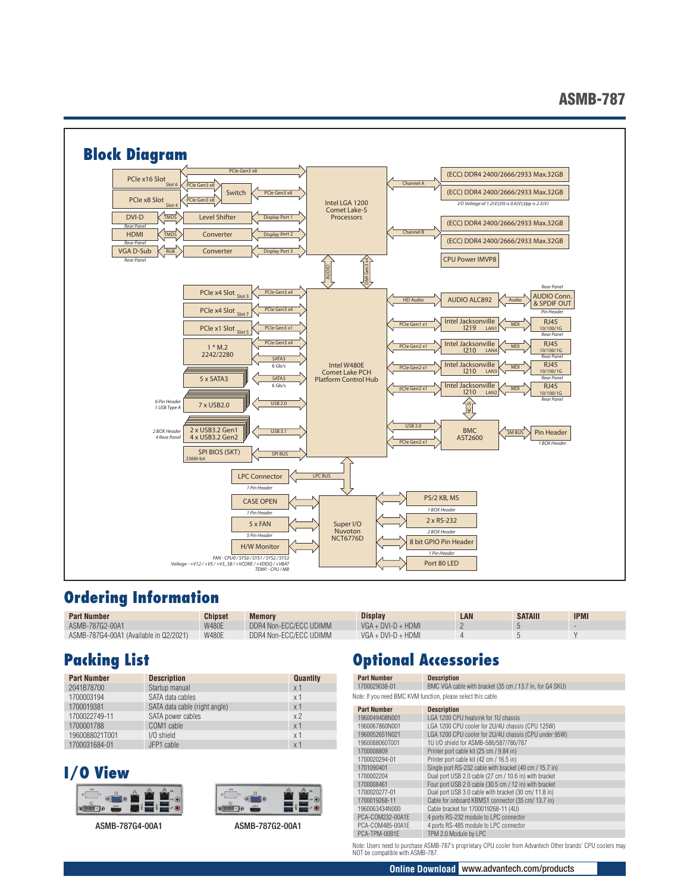## Block Diagram

PCIe x16 Slot — Slot 6 — PCIe Gen3 x8
PCIe x8 Slot — Slot 4 — PCIe Gen3 x8
Switch — PCIe Gen3 x8
PCIe Gen3 x8
DVI-D — TMDS — Level Shifter — Display Port 1
Rear Panel
HDMI — TMDS — Converter — Display Port 2
Rear Panel
VGA D-Sub — RGB — Converter — Display Port 3
Rear Panel

Intel LGA 1200 Comet Lake-S Processors

Channel A
(ECC) DDR4 2400/2666/2933 Max.32GB
(ECC) DDR4 2400/2666/2933 Max.32GB
I/O Voltage of 1.2(V),Vtt is 0.6(V),Vpp is 2.5(V)
Channel B
(ECC) DDR4 2400/2666/2933 Max.32GB
(ECC) DDR4 2400/2666/2933 Max.32GB
CPU Power IMVP8

AUDIO
DMI Gen3 x4

PCIe x4 Slot — Slot 3 — PCIe Gen3 x4
PCIe x4 Slot — Slot 7 — PCIe Gen3 x4
PCIe x1 Slot — Slot 5 — PCIe Gen3 x1
1 * M.2 2242/2280 — PCIe Gen3 x4 — SATA3 6 Gb/s
5 x SATA3 — SATA3 6 Gb/s
6 Pin Header, 1 USB Type A — 7 x USB2.0 — USB 2.0
2 BOX Header, 4 Rear Panel — 2 x USB3.2 Gen1, 4 x USB3.2 Gen2 — USB 3.1
SPI BIOS (SKT) 256M-bit — SPI BUS

Intel W480E Comet Lake PCH Platform Control Hub

HD Audio — AUDIO ALC892 — Audio — AUDIO Conn. & SPDIF OUT (Rear Panel, Pin Header)
PCIe Gen1 x1 — Intel Jacksonville I219 LAN1 — MDI — RJ45 10/100/1G (Rear Panel)
PCIe Gen2 x1 — Intel Jacksonville I210 LAN4 — MDI — RJ45 10/100/1G (Rear Panel)
PCIe Gen2 x1 — Intel Jacksonville I210 LAN3 — MDI — RJ45 10/100/1G (Rear Panel)
PCIe Gen2 x1 — Intel Jacksonville I210 LAN2 — MDI — RJ45 10/100/1G (Rear Panel)
NC-SI
USB 2.0 / PCIe Gen2 x1 — BMC AST2600 — SM BUS — Pin Header (1 BOX Header)

LPC Connector (1 Pin Header) — LPC BUS
CASE OPEN (1 Pin Header)
5 x FAN (5 Pin Header)
H/W Monitor
FAN - CPU0 / SYS0 / SYS1 / SYS2 / SYS3
Voltage - +V12 / +V5 / +V5_SB / +VCORE / +VDDQ / +VBAT
TEMP. - CPU / MB

Super I/O Nuvoton NCT6776D

PS/2 KB, MS (1 BOX Header)
2 x RS-232 (2 BOX Header)
8 bit GPIO Pin Header (1 Pin Header)
Port 80 LED

## Ordering Information

| Part Number | Chipset | Memory | Display | LAN | SATAIII | IPMI |
|---|---|---|---|---|---|---|
| ASMB-787G2-00A1 | W480E | DDR4 Non-ECC/ECC UDIMM | VGA + DVI-D + HDMI | 2 | 5 | - |
| ASMB-787G4-00A1 (Available in Q2/2021) | W480E | DDR4 Non-ECC/ECC UDIMM | VGA + DVI-D + HDMI | 4 | 5 | Y |

## Packing List

| Part Number | Description | Quantity |
|---|---|---|
| 2041B78700 | Startup manual | x 1 |
| 1700003194 | SATA data cables | x 1 |
| 1700019381 | SATA data cable (right angle) | x 1 |
| 1700022749-11 | SATA power cables | x 2 |
| 1700001788 | COM1 cable | x 1 |
| 1960088021T001 | I/O shield | x 1 |
| 1700031684-01 | JFP1 cable | x 1 |

## I/O View

ASMB-787G4-00A1

ASMB-787G2-00A1

## Optional Accessories

| Part Number | Description |
|---|---|
| 1700029038-01 | BMC VGA cable with bracket (35 cm / 13.7 in, for G4 SKU) |

Note: If you need BMC KVM function, please select this cable.

| Part Number | Description |
|---|---|
| 1960049408N001 | LGA 1200 CPU heatsink for 1U chassis |
| 1960067860N001 | LGA 1200 CPU cooler for 2U/4U chassis (CPU 125W) |
| 1960052651N021 | LGA 1200 CPU cooler for 2U/4U chassis (CPU under 95W) |
| 1960088060T001 | 1U I/O shield for ASMB-586/587/786/787 |
| 1700008809 | Printer port cable kit (25 cm / 9.84 in) |
| 1700020294-01 | Printer port cable kit (42 cm / 16.5 in) |
| 1701090401 | Single port RS-232 cable with bracket (40 cm / 15.7 in) |
| 1700022204 | Dual port USB 2.0 cable (27 cm / 10.6 in) with bracket |
| 1700008461 | Four port USB 2.0 cable (30.5 cm / 12 in) with bracket |
| 1700020277-01 | Dual port USB 3.0 cable with bracket (30 cm/ 11.8 in) |
| 1700019268-11 | Cable for onboard KBMS1 connector (35 cm/ 13.7 in) |
| 1960063434N000 | Cable bracket for 1700019268-11 (4U) |
| PCA-COM232-00A1E | 4 ports RS-232 module to LPC connector |
| PCA-COM485-00A1E | 4 ports RS-485 module to LPC connector |
| PCA-TPM-00B1E | TPM 2.0 Module by LPC |

Note: Users need to purchase ASMB-787's proprietary CPU cooler from Advantech Other brands' CPU coolers may NOT be compatible with ASMB-787.

**Online Download** www.advantech.com/products